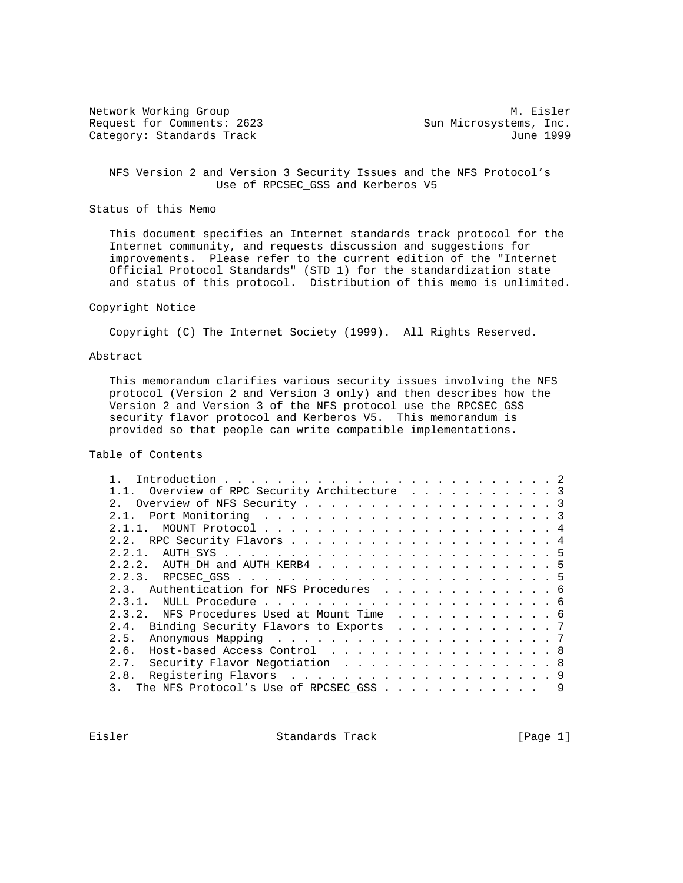Network Working Group M. Eisler
Request for Comments: 2623 Sun Microsystems, Inc.
Category: Standards Track June 1999

# NFS Version 2 and Version 3 Security Issues and the NFS Protocol's Use of RPCSEC_GSS and Kerberos V5

## Status of this Memo

This document specifies an Internet standards track protocol for the Internet community, and requests discussion and suggestions for improvements. Please refer to the current edition of the "Internet Official Protocol Standards" (STD 1) for the standardization state and status of this protocol. Distribution of this memo is unlimited.

## Copyright Notice

Copyright (C) The Internet Society (1999). All Rights Reserved.

## Abstract

This memorandum clarifies various security issues involving the NFS protocol (Version 2 and Version 3 only) and then describes how the Version 2 and Version 3 of the NFS protocol use the RPCSEC_GSS security flavor protocol and Kerberos V5. This memorandum is provided so that people can write compatible implementations.

## Table of Contents

```
1.  Introduction . . . . . . . . . . . . . . . . . . . . . . . . . 2
1.1.  Overview of RPC Security Architecture  . . . . . . . . . . . 3
2.  Overview of NFS Security . . . . . . . . . . . . . . . . . . . 3
2.1.  Port Monitoring  . . . . . . . . . . . . . . . . . . . . . . 3
2.1.1.  MOUNT Protocol . . . . . . . . . . . . . . . . . . . . . . 4
2.2.  RPC Security Flavors . . . . . . . . . . . . . . . . . . . . 4
2.2.1.  AUTH_SYS . . . . . . . . . . . . . . . . . . . . . . . . . 5
2.2.2.  AUTH_DH and AUTH_KERB4 . . . . . . . . . . . . . . . . . . 5
2.2.3.  RPCSEC_GSS . . . . . . . . . . . . . . . . . . . . . . . . 5
2.3.  Authentication for NFS Procedures  . . . . . . . . . . . . . 6
2.3.1.  NULL Procedure . . . . . . . . . . . . . . . . . . . . . . 6
2.3.2.  NFS Procedures Used at Mount Time  . . . . . . . . . . . . 6
2.4.  Binding Security Flavors to Exports  . . . . . . . . . . . . 7
2.5.  Anonymous Mapping  . . . . . . . . . . . . . . . . . . . . . 7
2.6.  Host-based Access Control  . . . . . . . . . . . . . . . . . 8
2.7.  Security Flavor Negotiation  . . . . . . . . . . . . . . . . 8
2.8.  Registering Flavors  . . . . . . . . . . . . . . . . . . . . 9
3.  The NFS Protocol's Use of RPCSEC_GSS . . . . . . . . . . . .   9
```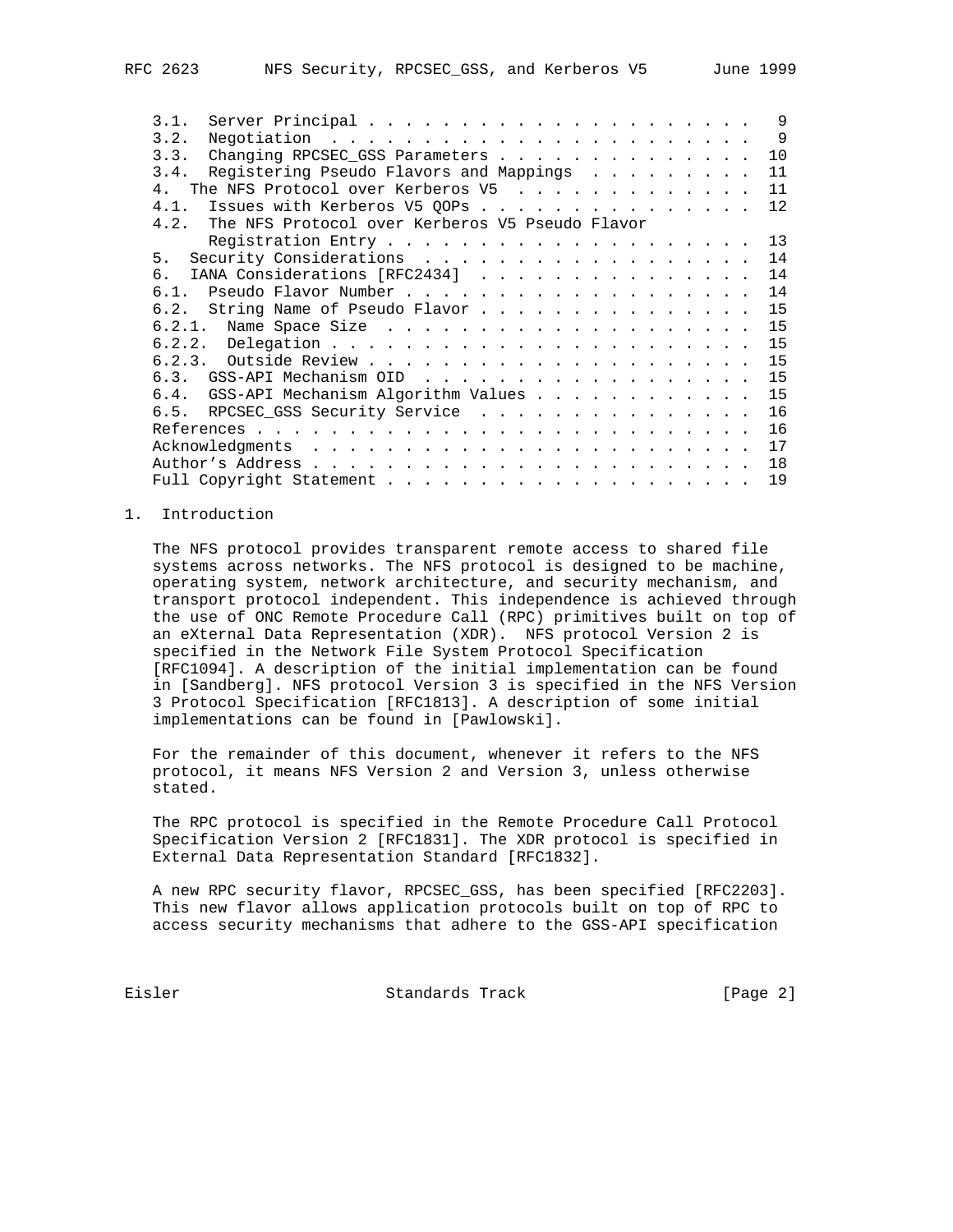| | |
|---|---|
| 3.1. Server Principal | 9 |
| 3.2. Negotiation | 9 |
| 3.3. Changing RPCSEC_GSS Parameters | 10 |
| 3.4. Registering Pseudo Flavors and Mappings | 11 |
| 4. The NFS Protocol over Kerberos V5 | 11 |
| 4.1. Issues with Kerberos V5 QOPs | 12 |
| 4.2. The NFS Protocol over Kerberos V5 Pseudo Flavor Registration Entry | 13 |
| 5. Security Considerations | 14 |
| 6. IANA Considerations [RFC2434] | 14 |
| 6.1. Pseudo Flavor Number | 14 |
| 6.2. String Name of Pseudo Flavor | 15 |
| 6.2.1. Name Space Size | 15 |
| 6.2.2. Delegation | 15 |
| 6.2.3. Outside Review | 15 |
| 6.3. GSS-API Mechanism OID | 15 |
| 6.4. GSS-API Mechanism Algorithm Values | 15 |
| 6.5. RPCSEC_GSS Security Service | 16 |
| References | 16 |
| Acknowledgments | 17 |
| Author's Address | 18 |
| Full Copyright Statement | 19 |

## 1. Introduction

The NFS protocol provides transparent remote access to shared file systems across networks. The NFS protocol is designed to be machine, operating system, network architecture, and security mechanism, and transport protocol independent. This independence is achieved through the use of ONC Remote Procedure Call (RPC) primitives built on top of an eXternal Data Representation (XDR). NFS protocol Version 2 is specified in the Network File System Protocol Specification [RFC1094]. A description of the initial implementation can be found in [Sandberg]. NFS protocol Version 3 is specified in the NFS Version 3 Protocol Specification [RFC1813]. A description of some initial implementations can be found in [Pawlowski].

For the remainder of this document, whenever it refers to the NFS protocol, it means NFS Version 2 and Version 3, unless otherwise stated.

The RPC protocol is specified in the Remote Procedure Call Protocol Specification Version 2 [RFC1831]. The XDR protocol is specified in External Data Representation Standard [RFC1832].

A new RPC security flavor, RPCSEC_GSS, has been specified [RFC2203]. This new flavor allows application protocols built on top of RPC to access security mechanisms that adhere to the GSS-API specification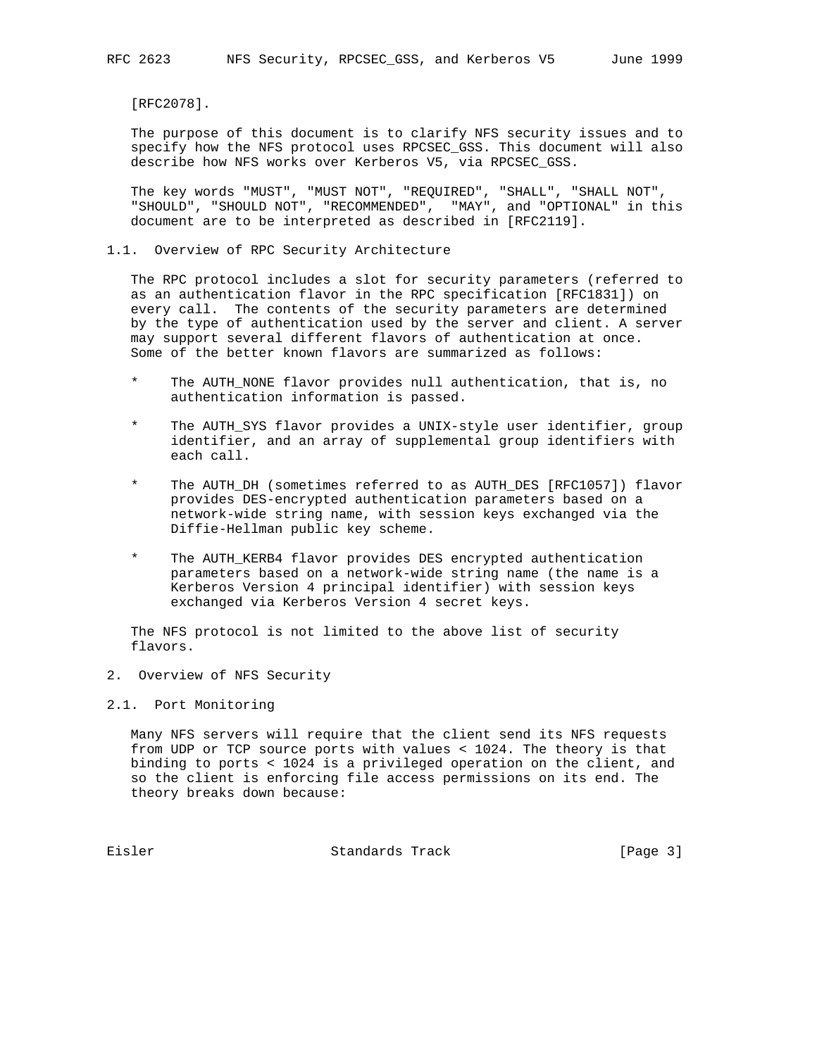[RFC2078].

The purpose of this document is to clarify NFS security issues and to specify how the NFS protocol uses RPCSEC_GSS. This document will also describe how NFS works over Kerberos V5, via RPCSEC_GSS.

The key words "MUST", "MUST NOT", "REQUIRED", "SHALL", "SHALL NOT", "SHOULD", "SHOULD NOT", "RECOMMENDED", "MAY", and "OPTIONAL" in this document are to be interpreted as described in [RFC2119].

### 1.1. Overview of RPC Security Architecture

The RPC protocol includes a slot for security parameters (referred to as an authentication flavor in the RPC specification [RFC1831]) on every call. The contents of the security parameters are determined by the type of authentication used by the server and client. A server may support several different flavors of authentication at once. Some of the better known flavors are summarized as follows:

* The AUTH_NONE flavor provides null authentication, that is, no authentication information is passed.

* The AUTH_SYS flavor provides a UNIX-style user identifier, group identifier, and an array of supplemental group identifiers with each call.

* The AUTH_DH (sometimes referred to as AUTH_DES [RFC1057]) flavor provides DES-encrypted authentication parameters based on a network-wide string name, with session keys exchanged via the Diffie-Hellman public key scheme.

* The AUTH_KERB4 flavor provides DES encrypted authentication parameters based on a network-wide string name (the name is a Kerberos Version 4 principal identifier) with session keys exchanged via Kerberos Version 4 secret keys.

The NFS protocol is not limited to the above list of security flavors.

## 2. Overview of NFS Security

### 2.1. Port Monitoring

Many NFS servers will require that the client send its NFS requests from UDP or TCP source ports with values < 1024. The theory is that binding to ports < 1024 is a privileged operation on the client, and so the client is enforcing file access permissions on its end. The theory breaks down because: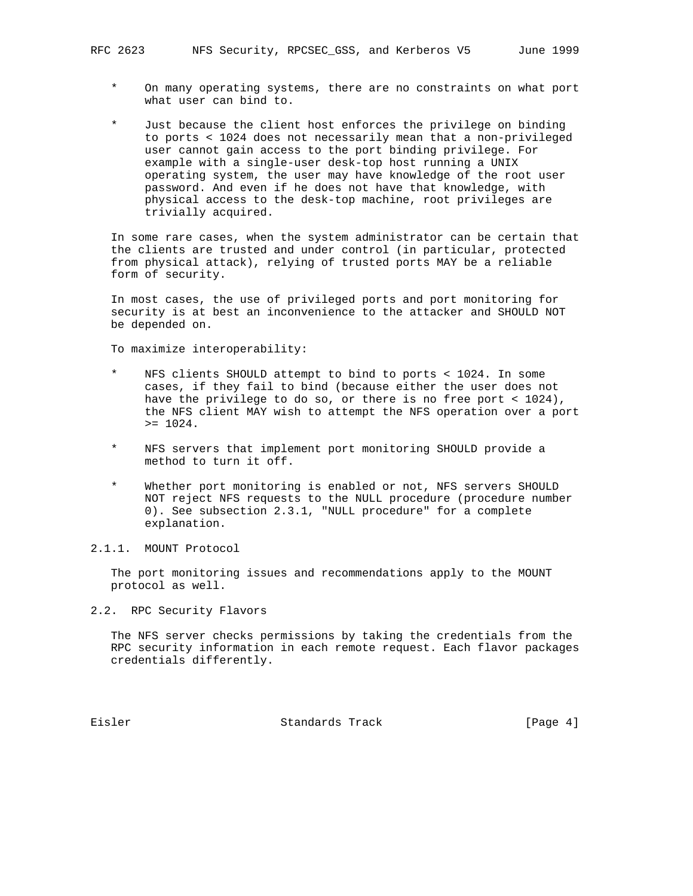* On many operating systems, there are no constraints on what port what user can bind to.

* Just because the client host enforces the privilege on binding to ports < 1024 does not necessarily mean that a non-privileged user cannot gain access to the port binding privilege. For example with a single-user desk-top host running a UNIX operating system, the user may have knowledge of the root user password. And even if he does not have that knowledge, with physical access to the desk-top machine, root privileges are trivially acquired.

In some rare cases, when the system administrator can be certain that the clients are trusted and under control (in particular, protected from physical attack), relying of trusted ports MAY be a reliable form of security.

In most cases, the use of privileged ports and port monitoring for security is at best an inconvenience to the attacker and SHOULD NOT be depended on.

To maximize interoperability:

* NFS clients SHOULD attempt to bind to ports < 1024. In some cases, if they fail to bind (because either the user does not have the privilege to do so, or there is no free port < 1024), the NFS client MAY wish to attempt the NFS operation over a port >= 1024.

* NFS servers that implement port monitoring SHOULD provide a method to turn it off.

* Whether port monitoring is enabled or not, NFS servers SHOULD NOT reject NFS requests to the NULL procedure (procedure number 0). See subsection 2.3.1, "NULL procedure" for a complete explanation.

### 2.1.1. MOUNT Protocol

The port monitoring issues and recommendations apply to the MOUNT protocol as well.

## 2.2. RPC Security Flavors

The NFS server checks permissions by taking the credentials from the RPC security information in each remote request. Each flavor packages credentials differently.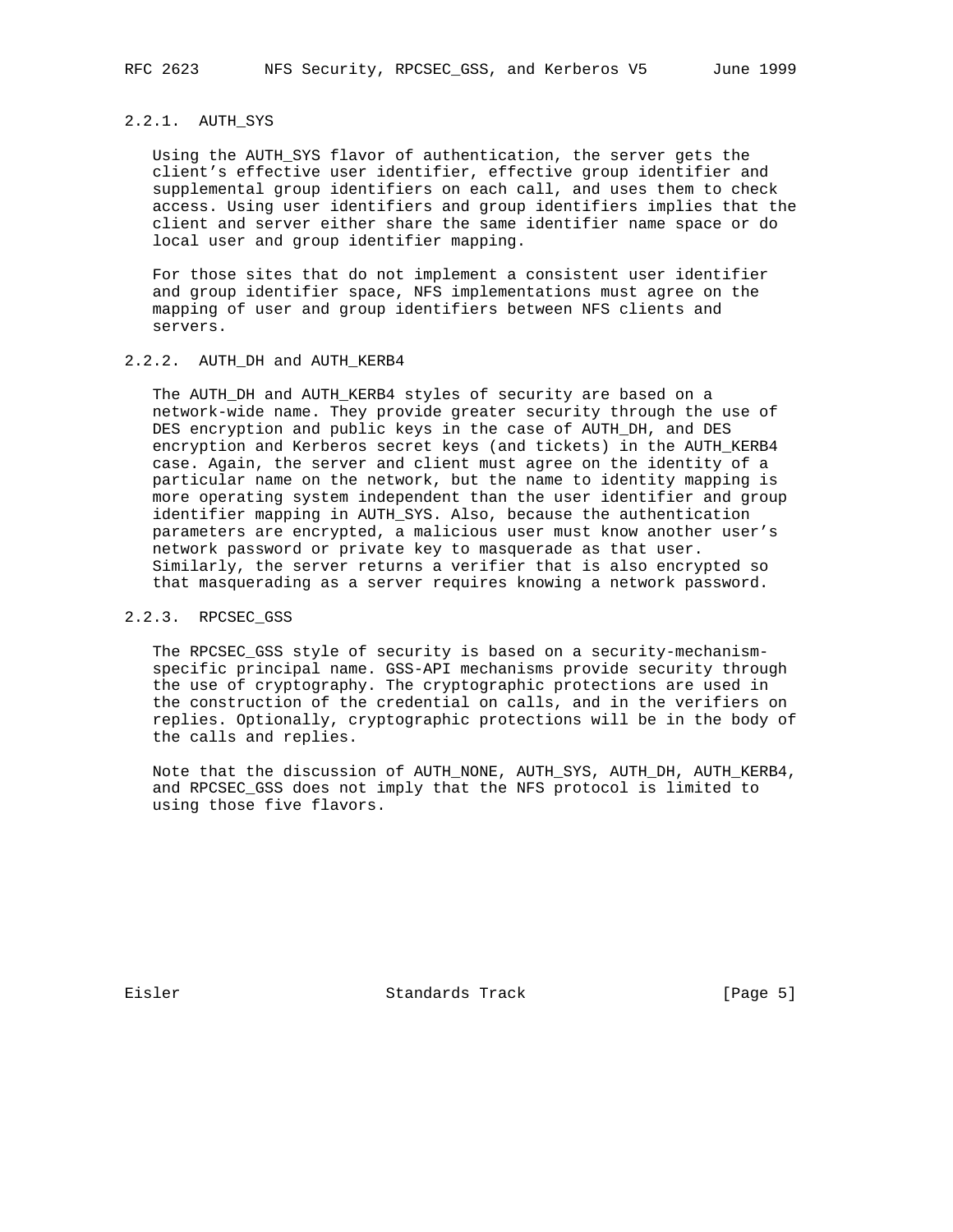### 2.2.1. AUTH_SYS

Using the AUTH_SYS flavor of authentication, the server gets the client's effective user identifier, effective group identifier and supplemental group identifiers on each call, and uses them to check access. Using user identifiers and group identifiers implies that the client and server either share the same identifier name space or do local user and group identifier mapping.

For those sites that do not implement a consistent user identifier and group identifier space, NFS implementations must agree on the mapping of user and group identifiers between NFS clients and servers.

### 2.2.2. AUTH_DH and AUTH_KERB4

The AUTH_DH and AUTH_KERB4 styles of security are based on a network-wide name. They provide greater security through the use of DES encryption and public keys in the case of AUTH_DH, and DES encryption and Kerberos secret keys (and tickets) in the AUTH_KERB4 case. Again, the server and client must agree on the identity of a particular name on the network, but the name to identity mapping is more operating system independent than the user identifier and group identifier mapping in AUTH_SYS. Also, because the authentication parameters are encrypted, a malicious user must know another user's network password or private key to masquerade as that user. Similarly, the server returns a verifier that is also encrypted so that masquerading as a server requires knowing a network password.

### 2.2.3. RPCSEC_GSS

The RPCSEC_GSS style of security is based on a security-mechanism-specific principal name. GSS-API mechanisms provide security through the use of cryptography. The cryptographic protections are used in the construction of the credential on calls, and in the verifiers on replies. Optionally, cryptographic protections will be in the body of the calls and replies.

Note that the discussion of AUTH_NONE, AUTH_SYS, AUTH_DH, AUTH_KERB4, and RPCSEC_GSS does not imply that the NFS protocol is limited to using those five flavors.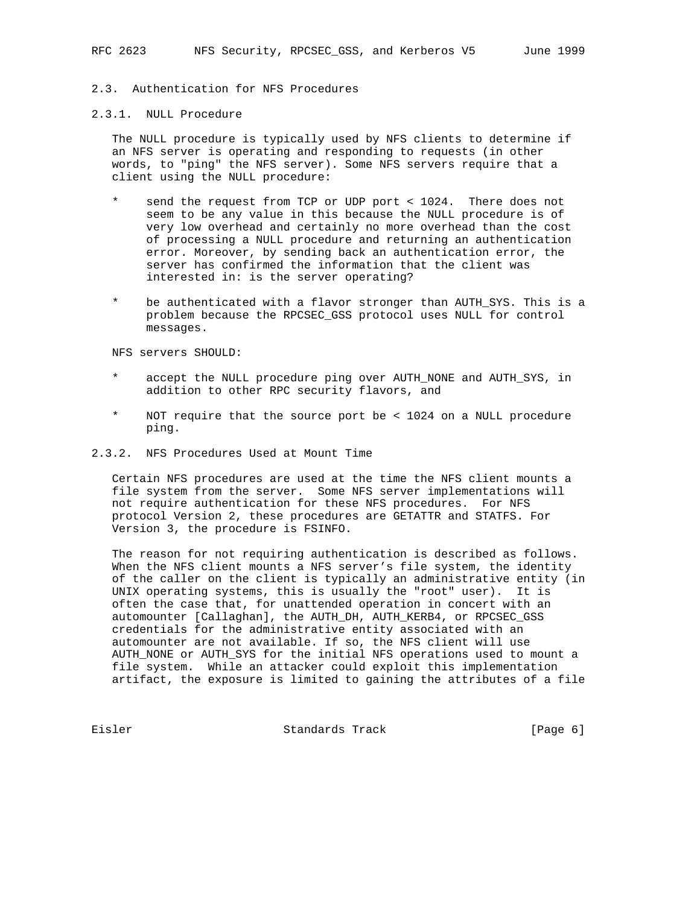### 2.3. Authentication for NFS Procedures

#### 2.3.1. NULL Procedure

The NULL procedure is typically used by NFS clients to determine if an NFS server is operating and responding to requests (in other words, to "ping" the NFS server). Some NFS servers require that a client using the NULL procedure:

- send the request from TCP or UDP port < 1024. There does not seem to be any value in this because the NULL procedure is of very low overhead and certainly no more overhead than the cost of processing a NULL procedure and returning an authentication error. Moreover, by sending back an authentication error, the server has confirmed the information that the client was interested in: is the server operating?

- be authenticated with a flavor stronger than AUTH_SYS. This is a problem because the RPCSEC_GSS protocol uses NULL for control messages.

NFS servers SHOULD:

- accept the NULL procedure ping over AUTH_NONE and AUTH_SYS, in addition to other RPC security flavors, and

- NOT require that the source port be < 1024 on a NULL procedure ping.

#### 2.3.2. NFS Procedures Used at Mount Time

Certain NFS procedures are used at the time the NFS client mounts a file system from the server. Some NFS server implementations will not require authentication for these NFS procedures. For NFS protocol Version 2, these procedures are GETATTR and STATFS. For Version 3, the procedure is FSINFO.

The reason for not requiring authentication is described as follows. When the NFS client mounts a NFS server's file system, the identity of the caller on the client is typically an administrative entity (in UNIX operating systems, this is usually the "root" user). It is often the case that, for unattended operation in concert with an automounter [Callaghan], the AUTH_DH, AUTH_KERB4, or RPCSEC_GSS credentials for the administrative entity associated with an automounter are not available. If so, the NFS client will use AUTH_NONE or AUTH_SYS for the initial NFS operations used to mount a file system. While an attacker could exploit this implementation artifact, the exposure is limited to gaining the attributes of a file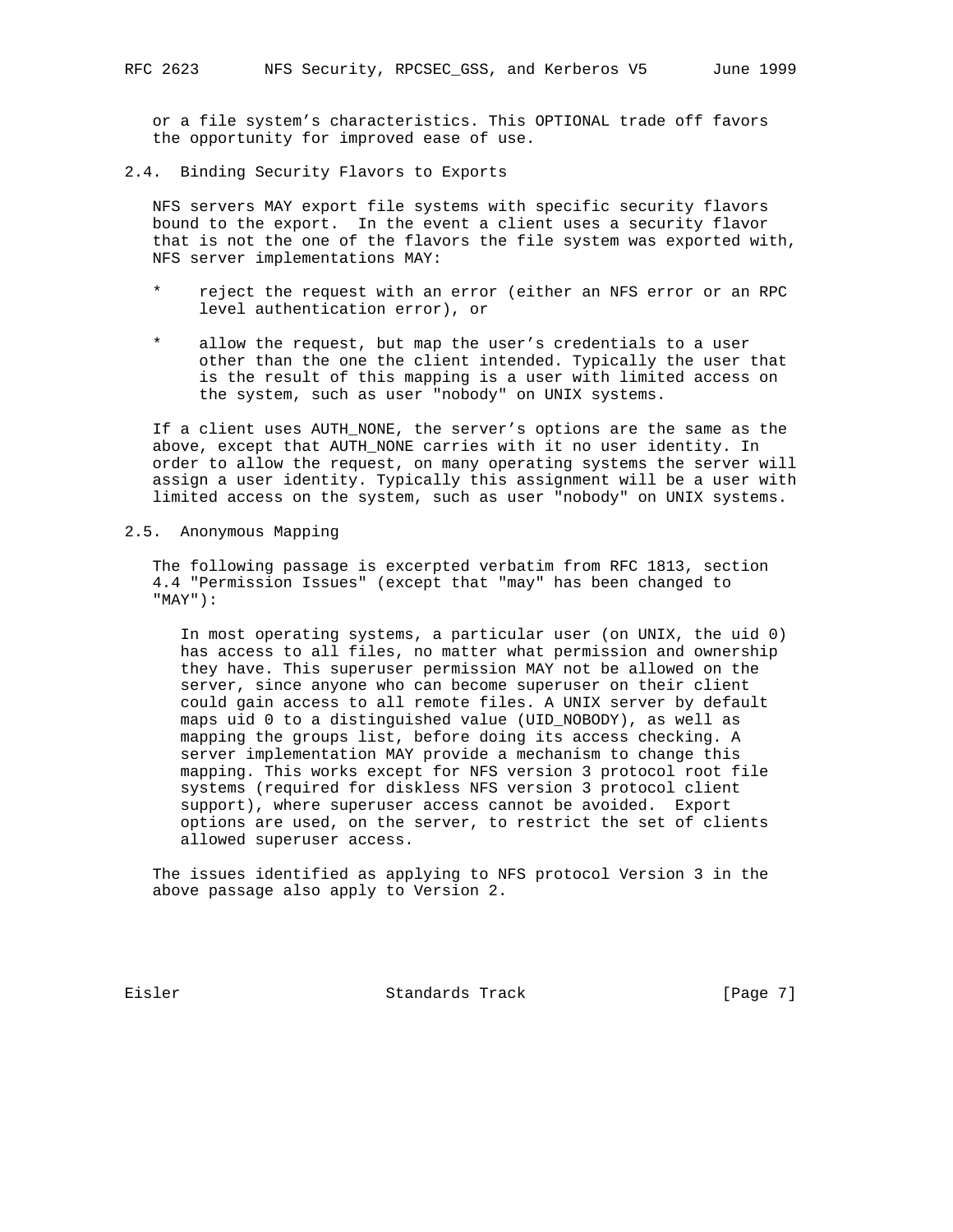or a file system's characteristics. This OPTIONAL trade off favors the opportunity for improved ease of use.

## 2.4. Binding Security Flavors to Exports

NFS servers MAY export file systems with specific security flavors bound to the export. In the event a client uses a security flavor that is not the one of the flavors the file system was exported with, NFS server implementations MAY:

- reject the request with an error (either an NFS error or an RPC level authentication error), or
- allow the request, but map the user's credentials to a user other than the one the client intended. Typically the user that is the result of this mapping is a user with limited access on the system, such as user "nobody" on UNIX systems.

If a client uses AUTH_NONE, the server's options are the same as the above, except that AUTH_NONE carries with it no user identity. In order to allow the request, on many operating systems the server will assign a user identity. Typically this assignment will be a user with limited access on the system, such as user "nobody" on UNIX systems.

## 2.5. Anonymous Mapping

The following passage is excerpted verbatim from RFC 1813, section 4.4 "Permission Issues" (except that "may" has been changed to "MAY"):

> In most operating systems, a particular user (on UNIX, the uid 0) has access to all files, no matter what permission and ownership they have. This superuser permission MAY not be allowed on the server, since anyone who can become superuser on their client could gain access to all remote files. A UNIX server by default maps uid 0 to a distinguished value (UID_NOBODY), as well as mapping the groups list, before doing its access checking. A server implementation MAY provide a mechanism to change this mapping. This works except for NFS version 3 protocol root file systems (required for diskless NFS version 3 protocol client support), where superuser access cannot be avoided. Export options are used, on the server, to restrict the set of clients allowed superuser access.

The issues identified as applying to NFS protocol Version 3 in the above passage also apply to Version 2.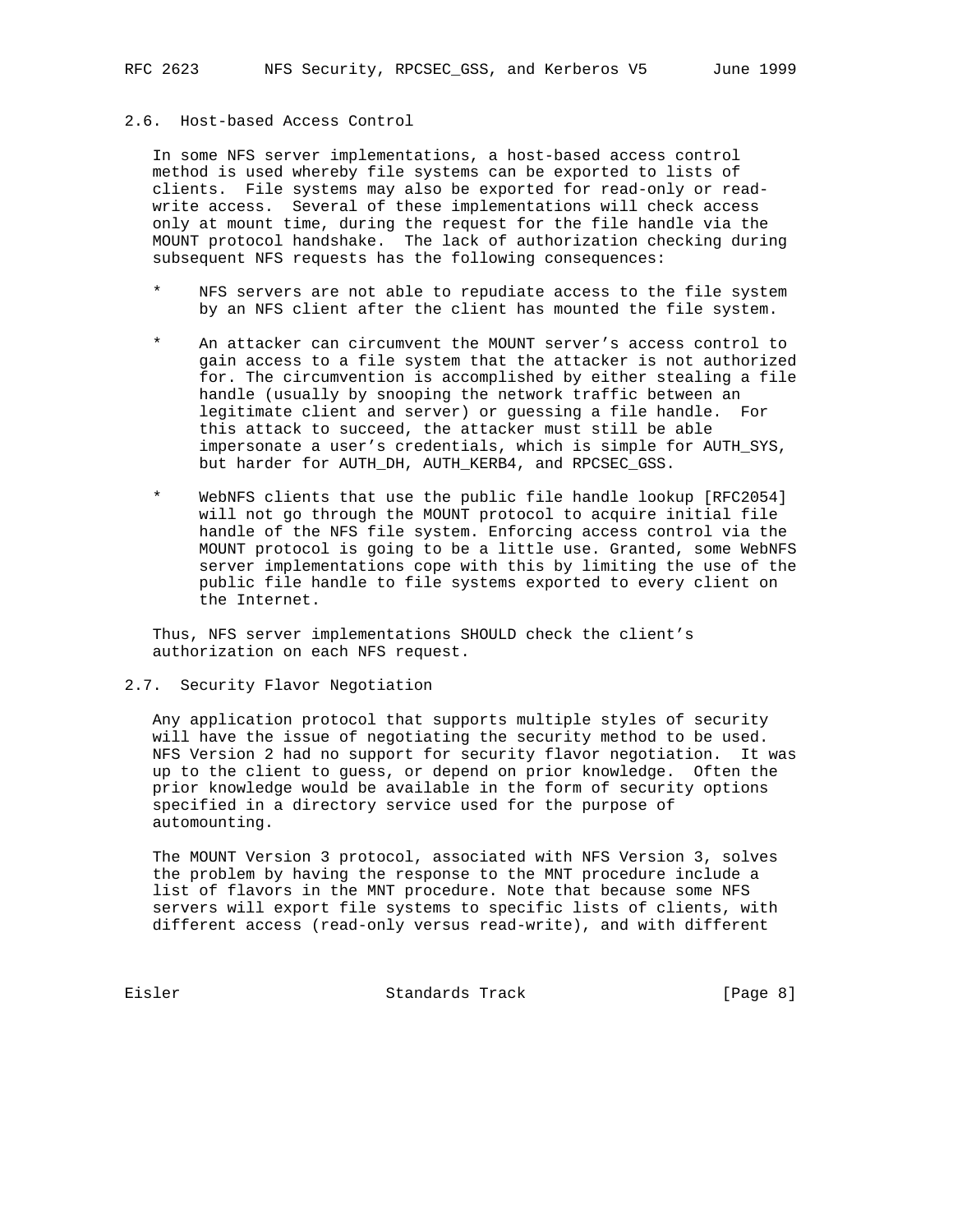## 2.6. Host-based Access Control

In some NFS server implementations, a host-based access control method is used whereby file systems can be exported to lists of clients. File systems may also be exported for read-only or read-write access. Several of these implementations will check access only at mount time, during the request for the file handle via the MOUNT protocol handshake. The lack of authorization checking during subsequent NFS requests has the following consequences:

* NFS servers are not able to repudiate access to the file system by an NFS client after the client has mounted the file system.

* An attacker can circumvent the MOUNT server's access control to gain access to a file system that the attacker is not authorized for. The circumvention is accomplished by either stealing a file handle (usually by snooping the network traffic between an legitimate client and server) or guessing a file handle. For this attack to succeed, the attacker must still be able impersonate a user's credentials, which is simple for AUTH_SYS, but harder for AUTH_DH, AUTH_KERB4, and RPCSEC_GSS.

* WebNFS clients that use the public file handle lookup [RFC2054] will not go through the MOUNT protocol to acquire initial file handle of the NFS file system. Enforcing access control via the MOUNT protocol is going to be a little use. Granted, some WebNFS server implementations cope with this by limiting the use of the public file handle to file systems exported to every client on the Internet.

Thus, NFS server implementations SHOULD check the client's authorization on each NFS request.

## 2.7. Security Flavor Negotiation

Any application protocol that supports multiple styles of security will have the issue of negotiating the security method to be used. NFS Version 2 had no support for security flavor negotiation. It was up to the client to guess, or depend on prior knowledge. Often the prior knowledge would be available in the form of security options specified in a directory service used for the purpose of automounting.

The MOUNT Version 3 protocol, associated with NFS Version 3, solves the problem by having the response to the MNT procedure include a list of flavors in the MNT procedure. Note that because some NFS servers will export file systems to specific lists of clients, with different access (read-only versus read-write), and with different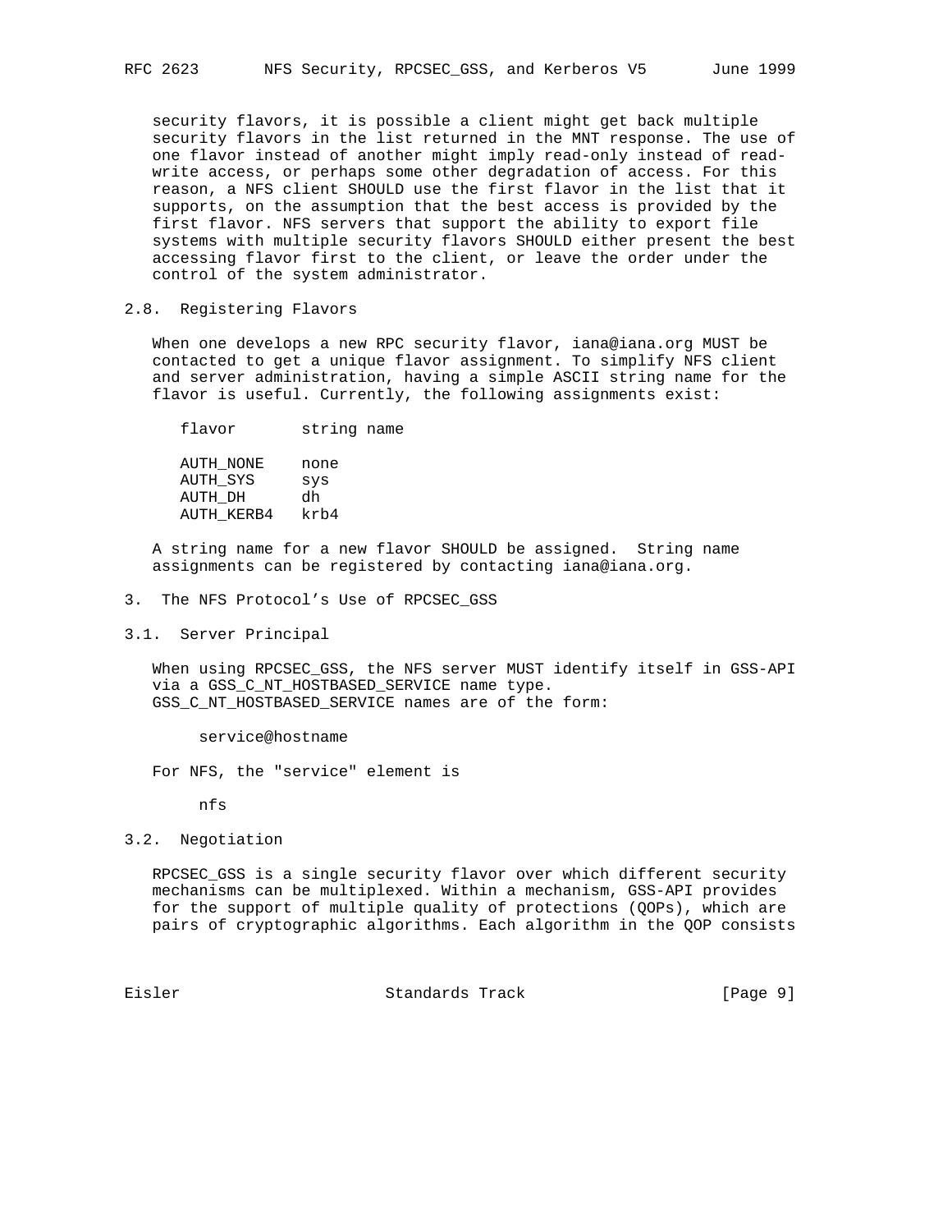security flavors, it is possible a client might get back multiple security flavors in the list returned in the MNT response. The use of one flavor instead of another might imply read-only instead of read-write access, or perhaps some other degradation of access. For this reason, a NFS client SHOULD use the first flavor in the list that it supports, on the assumption that the best access is provided by the first flavor. NFS servers that support the ability to export file systems with multiple security flavors SHOULD either present the best accessing flavor first to the client, or leave the order under the control of the system administrator.

## 2.8. Registering Flavors

When one develops a new RPC security flavor, iana@iana.org MUST be contacted to get a unique flavor assignment. To simplify NFS client and server administration, having a simple ASCII string name for the flavor is useful. Currently, the following assignments exist:

| flavor | string name |
|---|---|
| AUTH_NONE | none |
| AUTH_SYS | sys |
| AUTH_DH | dh |
| AUTH_KERB4 | krb4 |

A string name for a new flavor SHOULD be assigned. String name assignments can be registered by contacting iana@iana.org.

# 3. The NFS Protocol's Use of RPCSEC_GSS

## 3.1. Server Principal

When using RPCSEC_GSS, the NFS server MUST identify itself in GSS-API via a GSS_C_NT_HOSTBASED_SERVICE name type. GSS_C_NT_HOSTBASED_SERVICE names are of the form:

```
service@hostname
```

For NFS, the "service" element is

```
nfs
```

## 3.2. Negotiation

RPCSEC_GSS is a single security flavor over which different security mechanisms can be multiplexed. Within a mechanism, GSS-API provides for the support of multiple quality of protections (QOPs), which are pairs of cryptographic algorithms. Each algorithm in the QOP consists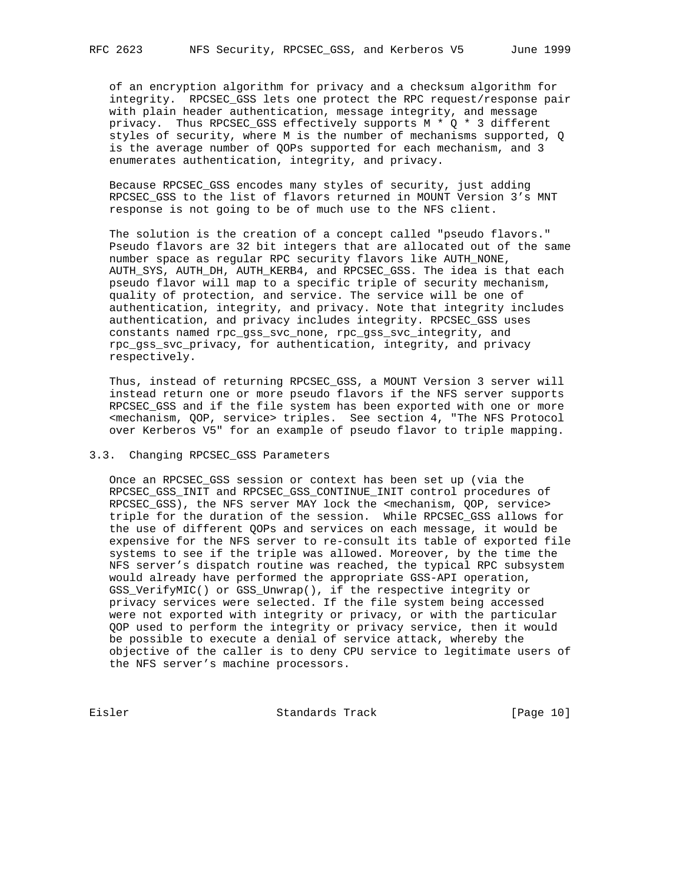of an encryption algorithm for privacy and a checksum algorithm for integrity. RPCSEC_GSS lets one protect the RPC request/response pair with plain header authentication, message integrity, and message privacy. Thus RPCSEC_GSS effectively supports M * Q * 3 different styles of security, where M is the number of mechanisms supported, Q is the average number of QOPs supported for each mechanism, and 3 enumerates authentication, integrity, and privacy.

Because RPCSEC_GSS encodes many styles of security, just adding RPCSEC_GSS to the list of flavors returned in MOUNT Version 3's MNT response is not going to be of much use to the NFS client.

The solution is the creation of a concept called "pseudo flavors." Pseudo flavors are 32 bit integers that are allocated out of the same number space as regular RPC security flavors like AUTH_NONE, AUTH_SYS, AUTH_DH, AUTH_KERB4, and RPCSEC_GSS. The idea is that each pseudo flavor will map to a specific triple of security mechanism, quality of protection, and service. The service will be one of authentication, integrity, and privacy. Note that integrity includes authentication, and privacy includes integrity. RPCSEC_GSS uses constants named rpc_gss_svc_none, rpc_gss_svc_integrity, and rpc_gss_svc_privacy, for authentication, integrity, and privacy respectively.

Thus, instead of returning RPCSEC_GSS, a MOUNT Version 3 server will instead return one or more pseudo flavors if the NFS server supports RPCSEC_GSS and if the file system has been exported with one or more <mechanism, QOP, service> triples. See section 4, "The NFS Protocol over Kerberos V5" for an example of pseudo flavor to triple mapping.

## 3.3. Changing RPCSEC_GSS Parameters

Once an RPCSEC_GSS session or context has been set up (via the RPCSEC_GSS_INIT and RPCSEC_GSS_CONTINUE_INIT control procedures of RPCSEC_GSS), the NFS server MAY lock the <mechanism, QOP, service> triple for the duration of the session. While RPCSEC_GSS allows for the use of different QOPs and services on each message, it would be expensive for the NFS server to re-consult its table of exported file systems to see if the triple was allowed. Moreover, by the time the NFS server's dispatch routine was reached, the typical RPC subsystem would already have performed the appropriate GSS-API operation, GSS_VerifyMIC() or GSS_Unwrap(), if the respective integrity or privacy services were selected. If the file system being accessed were not exported with integrity or privacy, or with the particular QOP used to perform the integrity or privacy service, then it would be possible to execute a denial of service attack, whereby the objective of the caller is to deny CPU service to legitimate users of the NFS server's machine processors.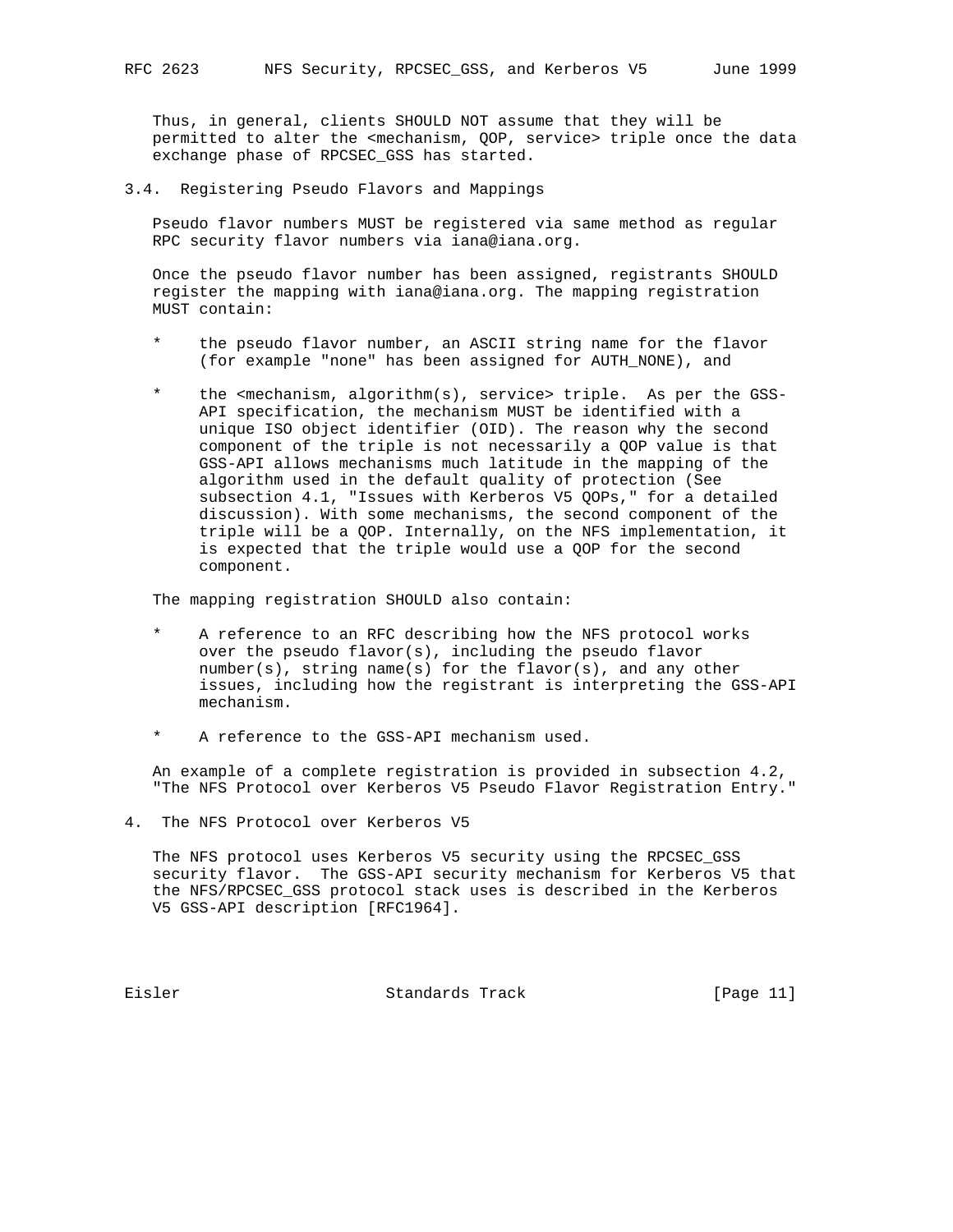Thus, in general, clients SHOULD NOT assume that they will be permitted to alter the <mechanism, QOP, service> triple once the data exchange phase of RPCSEC_GSS has started.

## 3.4. Registering Pseudo Flavors and Mappings

Pseudo flavor numbers MUST be registered via same method as regular RPC security flavor numbers via iana@iana.org.

Once the pseudo flavor number has been assigned, registrants SHOULD register the mapping with iana@iana.org. The mapping registration MUST contain:

* the pseudo flavor number, an ASCII string name for the flavor (for example "none" has been assigned for AUTH_NONE), and

* the <mechanism, algorithm(s), service> triple. As per the GSS-API specification, the mechanism MUST be identified with a unique ISO object identifier (OID). The reason why the second component of the triple is not necessarily a QOP value is that GSS-API allows mechanisms much latitude in the mapping of the algorithm used in the default quality of protection (See subsection 4.1, "Issues with Kerberos V5 QOPs," for a detailed discussion). With some mechanisms, the second component of the triple will be a QOP. Internally, on the NFS implementation, it is expected that the triple would use a QOP for the second component.

The mapping registration SHOULD also contain:

* A reference to an RFC describing how the NFS protocol works over the pseudo flavor(s), including the pseudo flavor number(s), string name(s) for the flavor(s), and any other issues, including how the registrant is interpreting the GSS-API mechanism.

* A reference to the GSS-API mechanism used.

An example of a complete registration is provided in subsection 4.2, "The NFS Protocol over Kerberos V5 Pseudo Flavor Registration Entry."

# 4. The NFS Protocol over Kerberos V5

The NFS protocol uses Kerberos V5 security using the RPCSEC_GSS security flavor. The GSS-API security mechanism for Kerberos V5 that the NFS/RPCSEC_GSS protocol stack uses is described in the Kerberos V5 GSS-API description [RFC1964].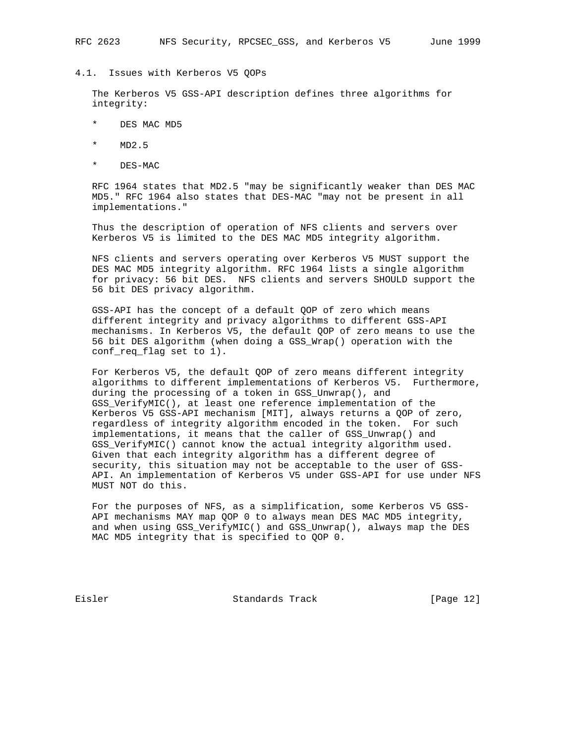## 4.1. Issues with Kerberos V5 QOPs

The Kerberos V5 GSS-API description defines three algorithms for integrity:

* DES MAC MD5
* MD2.5
* DES-MAC

RFC 1964 states that MD2.5 "may be significantly weaker than DES MAC MD5." RFC 1964 also states that DES-MAC "may not be present in all implementations."

Thus the description of operation of NFS clients and servers over Kerberos V5 is limited to the DES MAC MD5 integrity algorithm.

NFS clients and servers operating over Kerberos V5 MUST support the DES MAC MD5 integrity algorithm. RFC 1964 lists a single algorithm for privacy: 56 bit DES. NFS clients and servers SHOULD support the 56 bit DES privacy algorithm.

GSS-API has the concept of a default QOP of zero which means different integrity and privacy algorithms to different GSS-API mechanisms. In Kerberos V5, the default QOP of zero means to use the 56 bit DES algorithm (when doing a GSS_Wrap() operation with the conf_req_flag set to 1).

For Kerberos V5, the default QOP of zero means different integrity algorithms to different implementations of Kerberos V5. Furthermore, during the processing of a token in GSS_Unwrap(), and GSS_VerifyMIC(), at least one reference implementation of the Kerberos V5 GSS-API mechanism [MIT], always returns a QOP of zero, regardless of integrity algorithm encoded in the token. For such implementations, it means that the caller of GSS_Unwrap() and GSS_VerifyMIC() cannot know the actual integrity algorithm used. Given that each integrity algorithm has a different degree of security, this situation may not be acceptable to the user of GSS-API. An implementation of Kerberos V5 under GSS-API for use under NFS MUST NOT do this.

For the purposes of NFS, as a simplification, some Kerberos V5 GSS-API mechanisms MAY map QOP 0 to always mean DES MAC MD5 integrity, and when using GSS_VerifyMIC() and GSS_Unwrap(), always map the DES MAC MD5 integrity that is specified to QOP 0.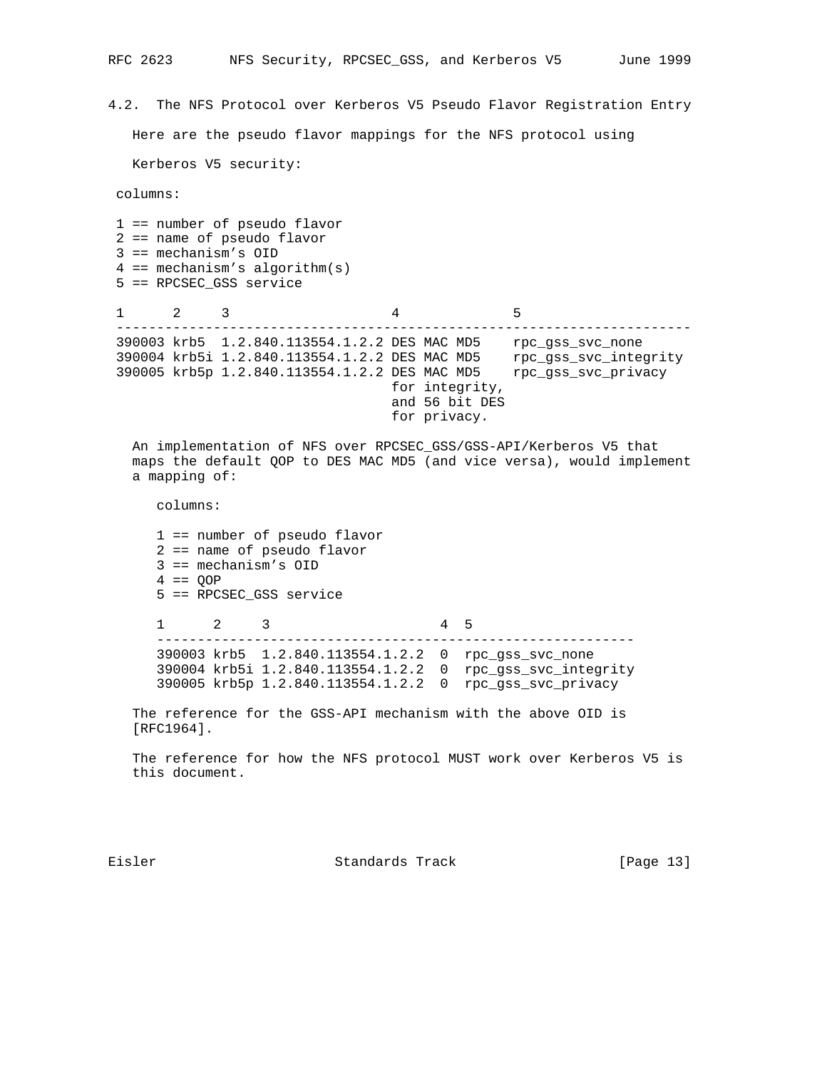### 4.2. The NFS Protocol over Kerberos V5 Pseudo Flavor Registration Entry

Here are the pseudo flavor mappings for the NFS protocol using Kerberos V5 security:

columns:

1 == number of pseudo flavor
2 == name of pseudo flavor
3 == mechanism's OID
4 == mechanism's algorithm(s)
5 == RPCSEC_GSS service

| 1 | 2 | 3 | 4 | 5 |
|---|---|---|---|---|
| 390003 | krb5 | 1.2.840.113554.1.2.2 | DES MAC MD5 | rpc_gss_svc_none |
| 390004 | krb5i | 1.2.840.113554.1.2.2 | DES MAC MD5 | rpc_gss_svc_integrity |
| 390005 | krb5p | 1.2.840.113554.1.2.2 | DES MAC MD5 for integrity, and 56 bit DES for privacy. | rpc_gss_svc_privacy |

An implementation of NFS over RPCSEC_GSS/GSS-API/Kerberos V5 that maps the default QOP to DES MAC MD5 (and vice versa), would implement a mapping of:

columns:

1 == number of pseudo flavor
2 == name of pseudo flavor
3 == mechanism's OID
4 == QOP
5 == RPCSEC_GSS service

| 1 | 2 | 3 | 4 | 5 |
|---|---|---|---|---|
| 390003 | krb5 | 1.2.840.113554.1.2.2 | 0 | rpc_gss_svc_none |
| 390004 | krb5i | 1.2.840.113554.1.2.2 | 0 | rpc_gss_svc_integrity |
| 390005 | krb5p | 1.2.840.113554.1.2.2 | 0 | rpc_gss_svc_privacy |

The reference for the GSS-API mechanism with the above OID is [RFC1964].

The reference for how the NFS protocol MUST work over Kerberos V5 is this document.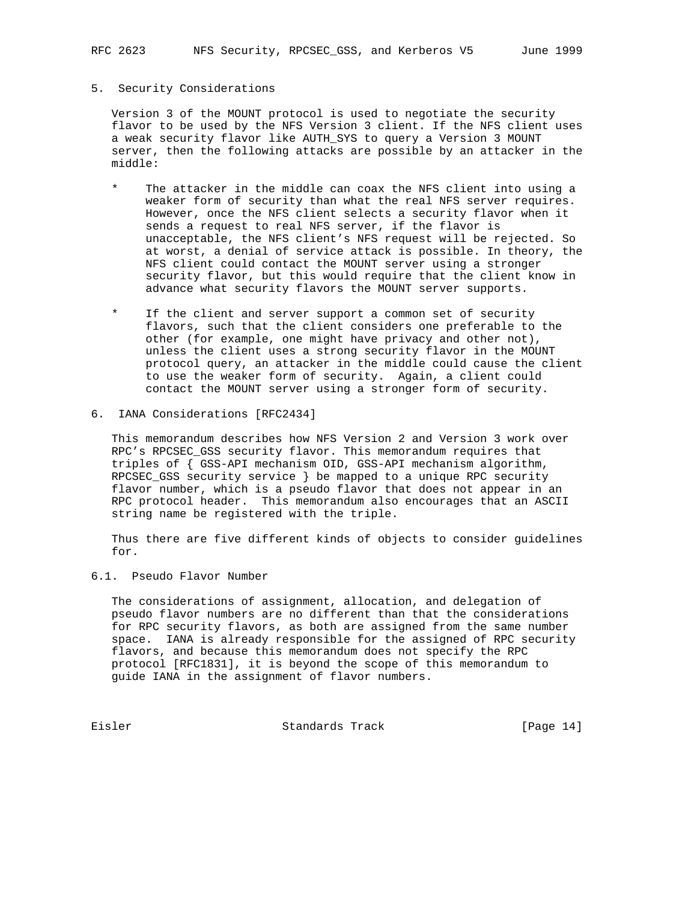## 5. Security Considerations

Version 3 of the MOUNT protocol is used to negotiate the security flavor to be used by the NFS Version 3 client. If the NFS client uses a weak security flavor like AUTH_SYS to query a Version 3 MOUNT server, then the following attacks are possible by an attacker in the middle:

* The attacker in the middle can coax the NFS client into using a weaker form of security than what the real NFS server requires. However, once the NFS client selects a security flavor when it sends a request to real NFS server, if the flavor is unacceptable, the NFS client's NFS request will be rejected. So at worst, a denial of service attack is possible. In theory, the NFS client could contact the MOUNT server using a stronger security flavor, but this would require that the client know in advance what security flavors the MOUNT server supports.

* If the client and server support a common set of security flavors, such that the client considers one preferable to the other (for example, one might have privacy and other not), unless the client uses a strong security flavor in the MOUNT protocol query, an attacker in the middle could cause the client to use the weaker form of security. Again, a client could contact the MOUNT server using a stronger form of security.

## 6. IANA Considerations [RFC2434]

This memorandum describes how NFS Version 2 and Version 3 work over RPC's RPCSEC_GSS security flavor. This memorandum requires that triples of { GSS-API mechanism OID, GSS-API mechanism algorithm, RPCSEC_GSS security service } be mapped to a unique RPC security flavor number, which is a pseudo flavor that does not appear in an RPC protocol header. This memorandum also encourages that an ASCII string name be registered with the triple.

Thus there are five different kinds of objects to consider guidelines for.

### 6.1. Pseudo Flavor Number

The considerations of assignment, allocation, and delegation of pseudo flavor numbers are no different than that the considerations for RPC security flavors, as both are assigned from the same number space. IANA is already responsible for the assigned of RPC security flavors, and because this memorandum does not specify the RPC protocol [RFC1831], it is beyond the scope of this memorandum to guide IANA in the assignment of flavor numbers.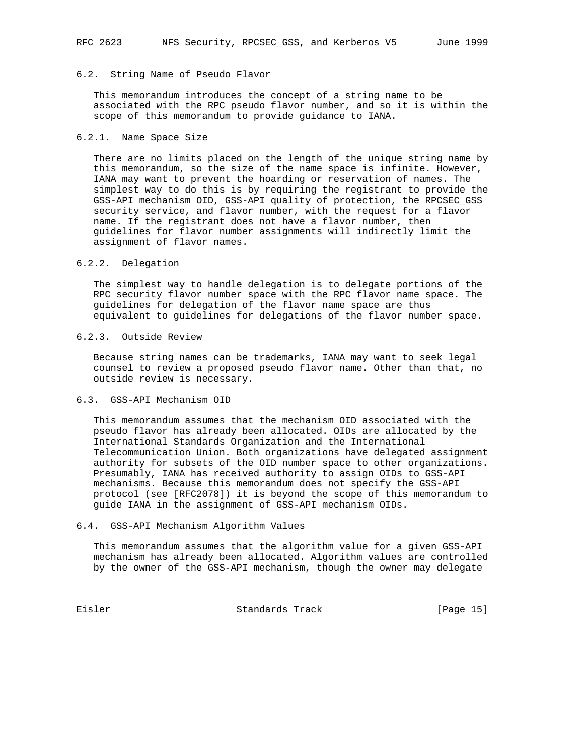### 6.2. String Name of Pseudo Flavor

This memorandum introduces the concept of a string name to be associated with the RPC pseudo flavor number, and so it is within the scope of this memorandum to provide guidance to IANA.

#### 6.2.1. Name Space Size

There are no limits placed on the length of the unique string name by this memorandum, so the size of the name space is infinite. However, IANA may want to prevent the hoarding or reservation of names. The simplest way to do this is by requiring the registrant to provide the GSS-API mechanism OID, GSS-API quality of protection, the RPCSEC_GSS security service, and flavor number, with the request for a flavor name. If the registrant does not have a flavor number, then guidelines for flavor number assignments will indirectly limit the assignment of flavor names.

#### 6.2.2. Delegation

The simplest way to handle delegation is to delegate portions of the RPC security flavor number space with the RPC flavor name space. The guidelines for delegation of the flavor name space are thus equivalent to guidelines for delegations of the flavor number space.

#### 6.2.3. Outside Review

Because string names can be trademarks, IANA may want to seek legal counsel to review a proposed pseudo flavor name. Other than that, no outside review is necessary.

### 6.3. GSS-API Mechanism OID

This memorandum assumes that the mechanism OID associated with the pseudo flavor has already been allocated. OIDs are allocated by the International Standards Organization and the International Telecommunication Union. Both organizations have delegated assignment authority for subsets of the OID number space to other organizations. Presumably, IANA has received authority to assign OIDs to GSS-API mechanisms. Because this memorandum does not specify the GSS-API protocol (see [RFC2078]) it is beyond the scope of this memorandum to guide IANA in the assignment of GSS-API mechanism OIDs.

### 6.4. GSS-API Mechanism Algorithm Values

This memorandum assumes that the algorithm value for a given GSS-API mechanism has already been allocated. Algorithm values are controlled by the owner of the GSS-API mechanism, though the owner may delegate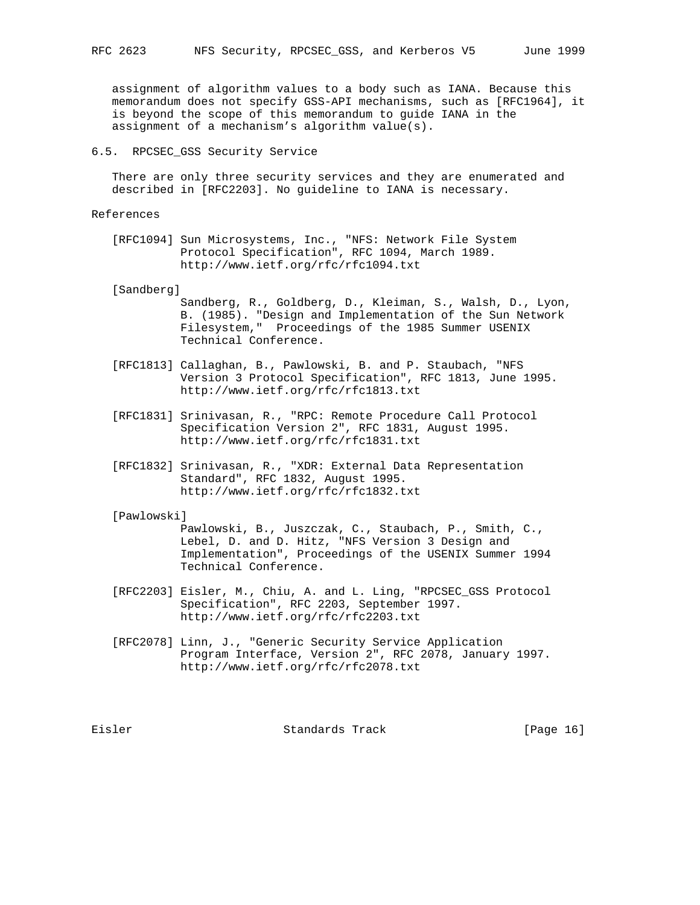assignment of algorithm values to a body such as IANA. Because this memorandum does not specify GSS-API mechanisms, such as [RFC1964], it is beyond the scope of this memorandum to guide IANA in the assignment of a mechanism's algorithm value(s).

### 6.5. RPCSEC_GSS Security Service

There are only three security services and they are enumerated and described in [RFC2203]. No guideline to IANA is necessary.

## References

[RFC1094] Sun Microsystems, Inc., "NFS: Network File System Protocol Specification", RFC 1094, March 1989. http://www.ietf.org/rfc/rfc1094.txt

[Sandberg] Sandberg, R., Goldberg, D., Kleiman, S., Walsh, D., Lyon, B. (1985). "Design and Implementation of the Sun Network Filesystem," Proceedings of the 1985 Summer USENIX Technical Conference.

[RFC1813] Callaghan, B., Pawlowski, B. and P. Staubach, "NFS Version 3 Protocol Specification", RFC 1813, June 1995. http://www.ietf.org/rfc/rfc1813.txt

[RFC1831] Srinivasan, R., "RPC: Remote Procedure Call Protocol Specification Version 2", RFC 1831, August 1995. http://www.ietf.org/rfc/rfc1831.txt

[RFC1832] Srinivasan, R., "XDR: External Data Representation Standard", RFC 1832, August 1995. http://www.ietf.org/rfc/rfc1832.txt

[Pawlowski] Pawlowski, B., Juszczak, C., Staubach, P., Smith, C., Lebel, D. and D. Hitz, "NFS Version 3 Design and Implementation", Proceedings of the USENIX Summer 1994 Technical Conference.

[RFC2203] Eisler, M., Chiu, A. and L. Ling, "RPCSEC_GSS Protocol Specification", RFC 2203, September 1997. http://www.ietf.org/rfc/rfc2203.txt

[RFC2078] Linn, J., "Generic Security Service Application Program Interface, Version 2", RFC 2078, January 1997. http://www.ietf.org/rfc/rfc2078.txt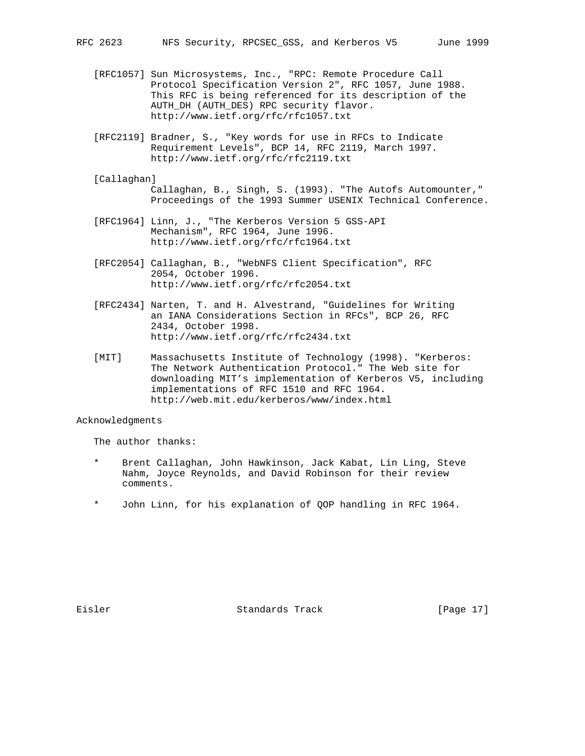[RFC1057] Sun Microsystems, Inc., "RPC: Remote Procedure Call Protocol Specification Version 2", RFC 1057, June 1988. This RFC is being referenced for its description of the AUTH_DH (AUTH_DES) RPC security flavor. http://www.ietf.org/rfc/rfc1057.txt

[RFC2119] Bradner, S., "Key words for use in RFCs to Indicate Requirement Levels", BCP 14, RFC 2119, March 1997. http://www.ietf.org/rfc/rfc2119.txt

[Callaghan] Callaghan, B., Singh, S. (1993). "The Autofs Automounter," Proceedings of the 1993 Summer USENIX Technical Conference.

[RFC1964] Linn, J., "The Kerberos Version 5 GSS-API Mechanism", RFC 1964, June 1996. http://www.ietf.org/rfc/rfc1964.txt

[RFC2054] Callaghan, B., "WebNFS Client Specification", RFC 2054, October 1996. http://www.ietf.org/rfc/rfc2054.txt

[RFC2434] Narten, T. and H. Alvestrand, "Guidelines for Writing an IANA Considerations Section in RFCs", BCP 26, RFC 2434, October 1998. http://www.ietf.org/rfc/rfc2434.txt

[MIT] Massachusetts Institute of Technology (1998). "Kerberos: The Network Authentication Protocol." The Web site for downloading MIT's implementation of Kerberos V5, including implementations of RFC 1510 and RFC 1964. http://web.mit.edu/kerberos/www/index.html

## Acknowledgments

The author thanks:

* Brent Callaghan, John Hawkinson, Jack Kabat, Lin Ling, Steve Nahm, Joyce Reynolds, and David Robinson for their review comments.

* John Linn, for his explanation of QOP handling in RFC 1964.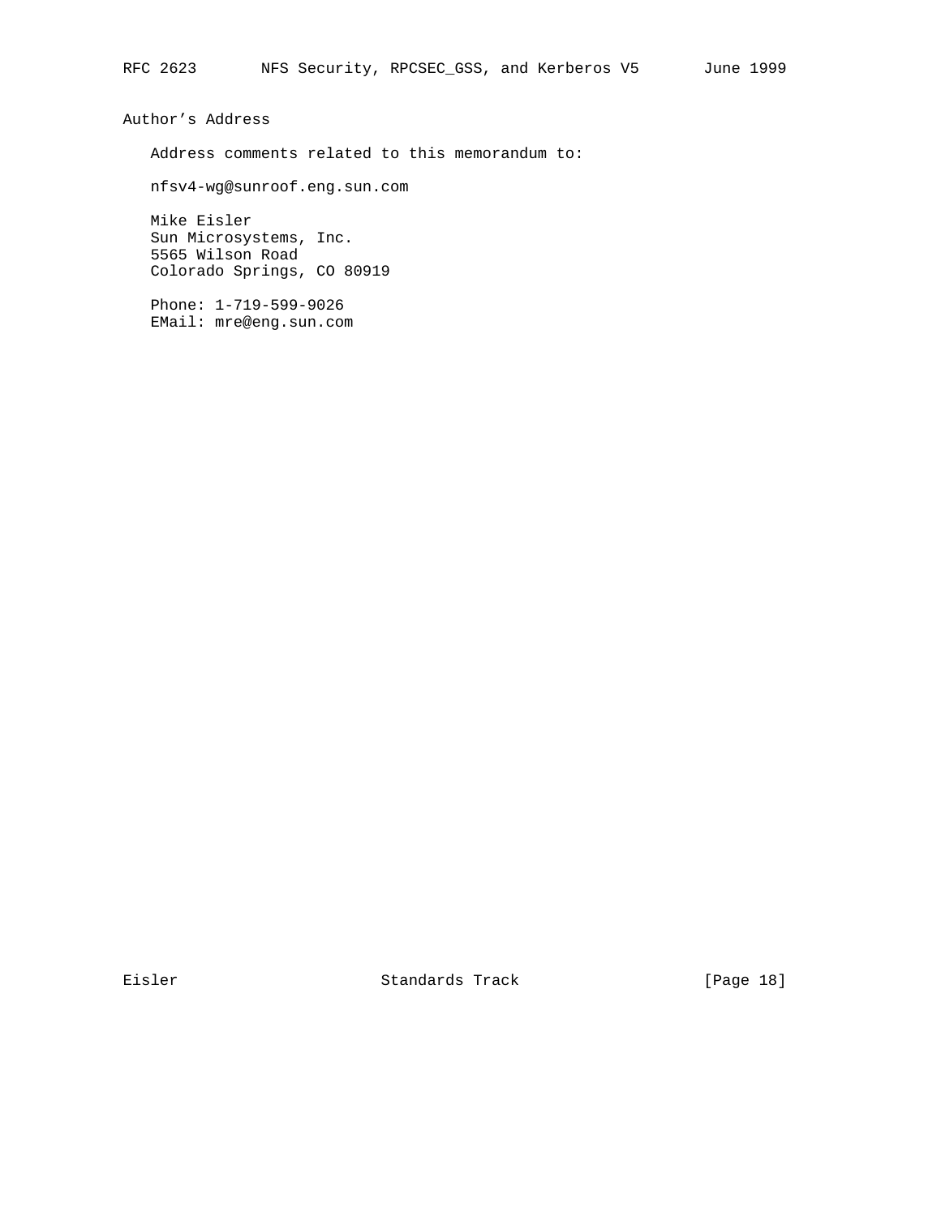## Author's Address

Address comments related to this memorandum to:

nfsv4-wg@sunroof.eng.sun.com

Mike Eisler
Sun Microsystems, Inc.
5565 Wilson Road
Colorado Springs, CO 80919

Phone: 1-719-599-9026
EMail: mre@eng.sun.com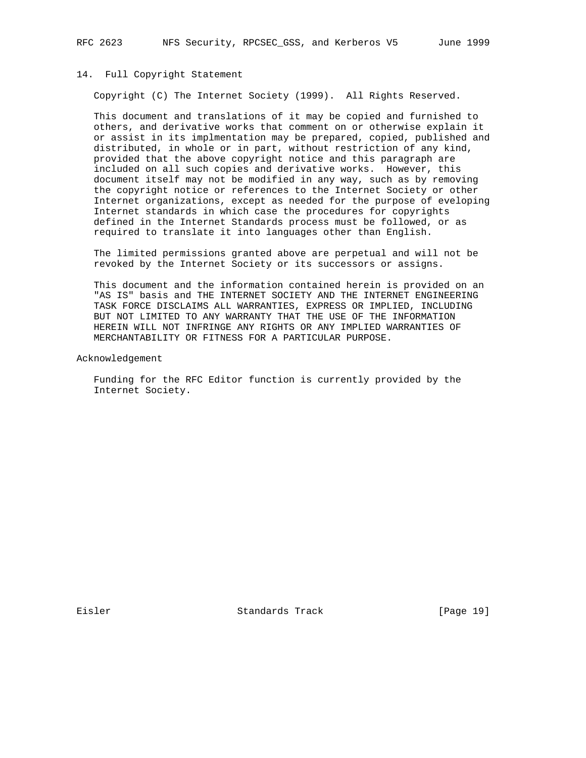## 14. Full Copyright Statement

Copyright (C) The Internet Society (1999). All Rights Reserved.

This document and translations of it may be copied and furnished to others, and derivative works that comment on or otherwise explain it or assist in its implmentation may be prepared, copied, published and distributed, in whole or in part, without restriction of any kind, provided that the above copyright notice and this paragraph are included on all such copies and derivative works. However, this document itself may not be modified in any way, such as by removing the copyright notice or references to the Internet Society or other Internet organizations, except as needed for the purpose of eveloping Internet standards in which case the procedures for copyrights defined in the Internet Standards process must be followed, or as required to translate it into languages other than English.

The limited permissions granted above are perpetual and will not be revoked by the Internet Society or its successors or assigns.

This document and the information contained herein is provided on an "AS IS" basis and THE INTERNET SOCIETY AND THE INTERNET ENGINEERING TASK FORCE DISCLAIMS ALL WARRANTIES, EXPRESS OR IMPLIED, INCLUDING BUT NOT LIMITED TO ANY WARRANTY THAT THE USE OF THE INFORMATION HEREIN WILL NOT INFRINGE ANY RIGHTS OR ANY IMPLIED WARRANTIES OF MERCHANTABILITY OR FITNESS FOR A PARTICULAR PURPOSE.

## Acknowledgement

Funding for the RFC Editor function is currently provided by the Internet Society.